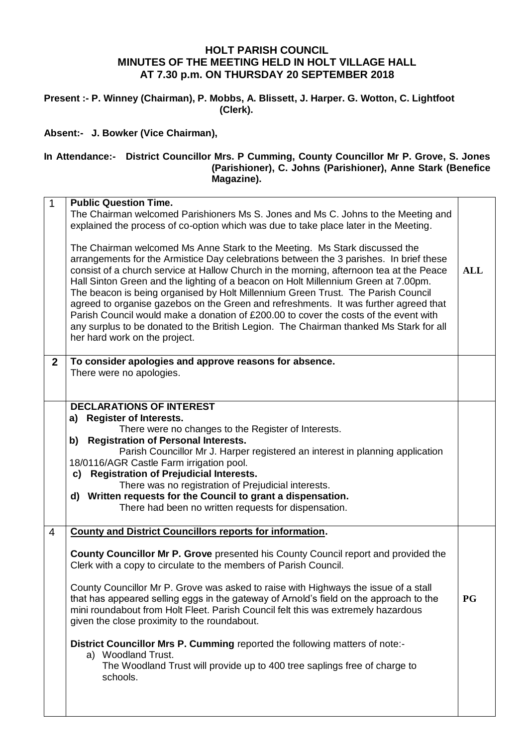# HOLT PARISH COUNCIL
## MINUTES OF THE MEETING HELD IN HOLT VILLAGE HALL AT 7.30 p.m. ON THURSDAY 20 SEPTEMBER 2018

**Present :- P. Winney (Chairman), P. Mobbs, A. Blissett, J. Harper. G. Wotton, C. Lightfoot (Clerk).**

**Absent:- J. Bowker (Vice Chairman),**

**In Attendance:- District Councillor Mrs. P Cumming, County Councillor Mr P. Grove, S. Jones (Parishioner), C. Johns (Parishioner), Anne Stark (Benefice Magazine).**

| | | |
|---|---|---|
| 1 | **Public Question Time.**<br>The Chairman welcomed Parishioners Ms S. Jones and Ms C. Johns to the Meeting and explained the process of co-option which was due to take place later in the Meeting.<br><br>The Chairman welcomed Ms Anne Stark to the Meeting. Ms Stark discussed the arrangements for the Armistice Day celebrations between the 3 parishes. In brief these consist of a church service at Hallow Church in the morning, afternoon tea at the Peace Hall Sinton Green and the lighting of a beacon on Holt Millennium Green at 7.00pm. The beacon is being organised by Holt Millennium Green Trust. The Parish Council agreed to organise gazebos on the Green and refreshments. It was further agreed that Parish Council would make a donation of £200.00 to cover the costs of the event with any surplus to be donated to the British Legion. The Chairman thanked Ms Stark for all her hard work on the project. | **ALL** |
| **2** | **To consider apologies and approve reasons for absence.**<br>There were no apologies. | |
| | **DECLARATIONS OF INTEREST**<br>**a) Register of Interests.**<br>There were no changes to the Register of Interests.<br>**b) Registration of Personal Interests.**<br>Parish Councillor Mr J. Harper registered an interest in planning application 18/0116/AGR Castle Farm irrigation pool.<br>**c) Registration of Prejudicial Interests.**<br>There was no registration of Prejudicial interests.<br>**d) Written requests for the Council to grant a dispensation.**<br>There had been no written requests for dispensation. | |
| 4 | **County and District Councillors reports for information.**<br><br>**County Councillor Mr P. Grove** presented his County Council report and provided the Clerk with a copy to circulate to the members of Parish Council.<br><br>County Councillor Mr P. Grove was asked to raise with Highways the issue of a stall that has appeared selling eggs in the gateway of Arnold's field on the approach to the mini roundabout from Holt Fleet. Parish Council felt this was extremely hazardous given the close proximity to the roundabout.<br><br>**District Councillor Mrs P. Cumming** reported the following matters of note:-<br>a) Woodland Trust.<br>The Woodland Trust will provide up to 400 tree saplings free of charge to schools. | **PG** |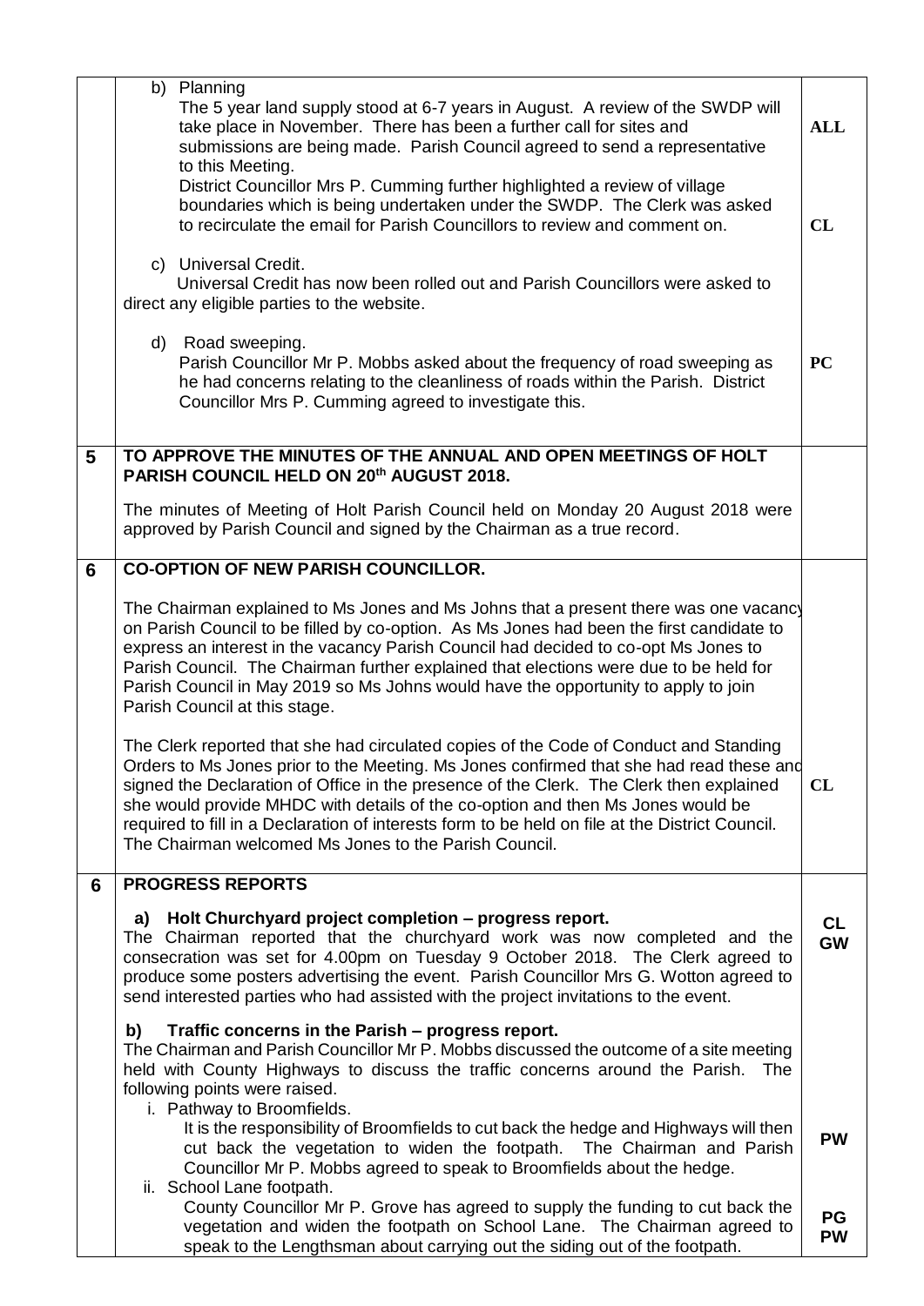| | | |
|---|---|---|
| | b) Planning<br>The 5 year land supply stood at 6-7 years in August. A review of the SWDP will take place in November. There has been a further call for sites and submissions are being made. Parish Council agreed to send a representative to this Meeting.<br>District Councillor Mrs P. Cumming further highlighted a review of village boundaries which is being undertaken under the SWDP. The Clerk was asked to recirculate the email for Parish Councillors to review and comment on.<br><br>c) Universal Credit.<br>Universal Credit has now been rolled out and Parish Councillors were asked to direct any eligible parties to the website.<br><br>d) Road sweeping.<br>Parish Councillor Mr P. Mobbs asked about the frequency of road sweeping as he had concerns relating to the cleanliness of roads within the Parish. District Councillor Mrs P. Cumming agreed to investigate this. | **ALL**<br><br>**CL**<br><br>**PC** |
| **5** | **TO APPROVE THE MINUTES OF THE ANNUAL AND OPEN MEETINGS OF HOLT PARISH COUNCIL HELD ON 20th AUGUST 2018.**<br><br>The minutes of Meeting of Holt Parish Council held on Monday 20 August 2018 were approved by Parish Council and signed by the Chairman as a true record. | |
| **6** | **CO-OPTION OF NEW PARISH COUNCILLOR.**<br><br>The Chairman explained to Ms Jones and Ms Johns that a present there was one vacancy on Parish Council to be filled by co-option. As Ms Jones had been the first candidate to express an interest in the vacancy Parish Council had decided to co-opt Ms Jones to Parish Council. The Chairman further explained that elections were due to be held for Parish Council in May 2019 so Ms Johns would have the opportunity to apply to join Parish Council at this stage.<br><br>The Clerk reported that she had circulated copies of the Code of Conduct and Standing Orders to Ms Jones prior to the Meeting. Ms Jones confirmed that she had read these and signed the Declaration of Office in the presence of the Clerk. The Clerk then explained she would provide MHDC with details of the co-option and then Ms Jones would be required to fill in a Declaration of interests form to be held on file at the District Council. The Chairman welcomed Ms Jones to the Parish Council. | **CL** |
| **6** | **PROGRESS REPORTS**<br><br>**a) Holt Churchyard project completion – progress report.**<br>The Chairman reported that the churchyard work was now completed and the consecration was set for 4.00pm on Tuesday 9 October 2018. The Clerk agreed to produce some posters advertising the event. Parish Councillor Mrs G. Wotton agreed to send interested parties who had assisted with the project invitations to the event.<br><br>**b) Traffic concerns in the Parish – progress report.**<br>The Chairman and Parish Councillor Mr P. Mobbs discussed the outcome of a site meeting held with County Highways to discuss the traffic concerns around the Parish. The following points were raised.<br>i. Pathway to Broomfields.<br>It is the responsibility of Broomfields to cut back the hedge and Highways will then cut back the vegetation to widen the footpath. The Chairman and Parish Councillor Mr P. Mobbs agreed to speak to Broomfields about the hedge.<br>ii. School Lane footpath.<br>County Councillor Mr P. Grove has agreed to supply the funding to cut back the vegetation and widen the footpath on School Lane. The Chairman agreed to speak to the Lengthsman about carrying out the siding out of the footpath. | **CL**<br>**GW**<br><br>**PW**<br><br>**PG**<br>**PW** |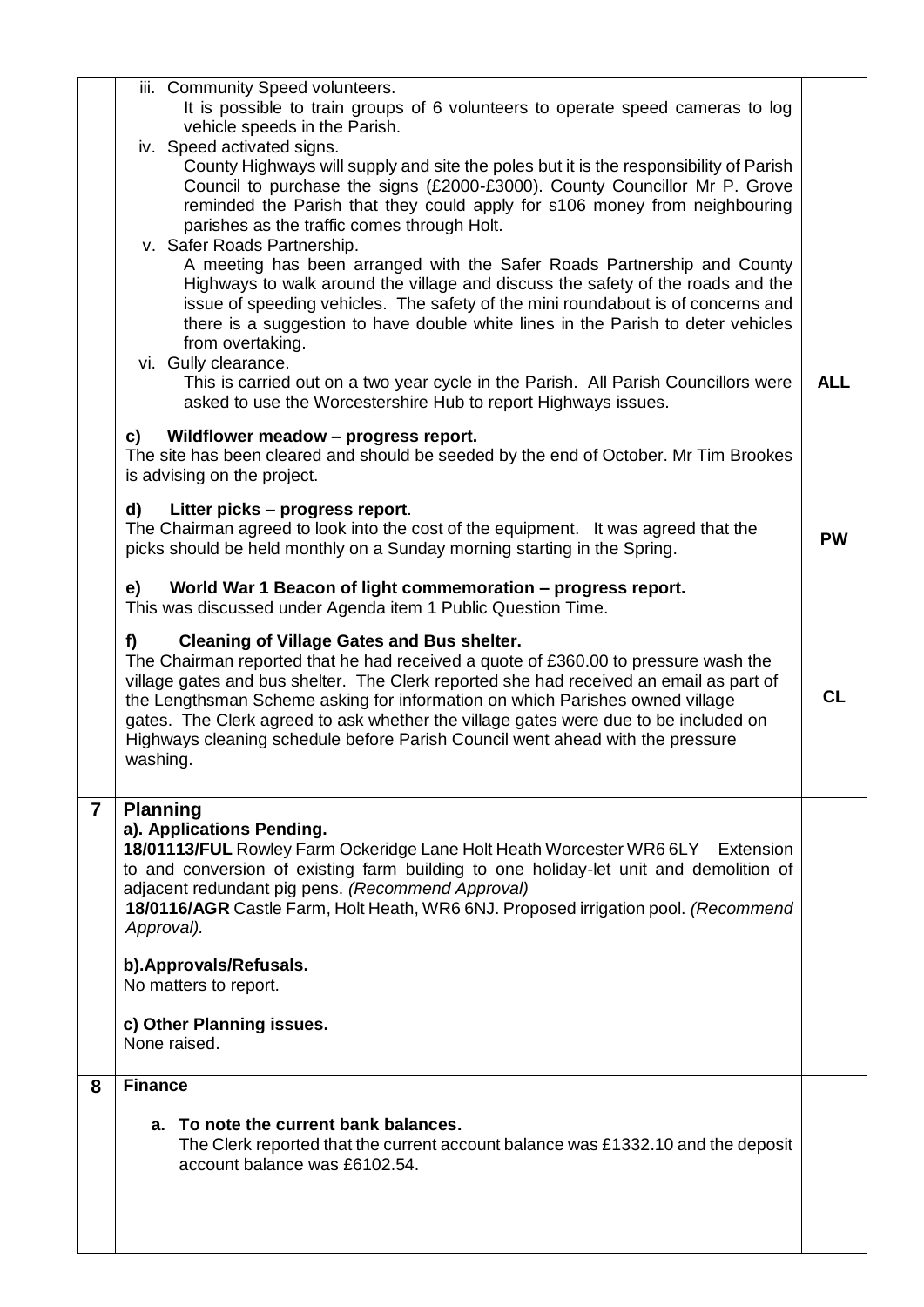| | | |
|---|---|---|
| | iii. Community Speed volunteers.<br>It is possible to train groups of 6 volunteers to operate speed cameras to log vehicle speeds in the Parish.<br>iv. Speed activated signs.<br>County Highways will supply and site the poles but it is the responsibility of Parish Council to purchase the signs (£2000-£3000). County Councillor Mr P. Grove reminded the Parish that they could apply for s106 money from neighbouring parishes as the traffic comes through Holt.<br>v. Safer Roads Partnership.<br>A meeting has been arranged with the Safer Roads Partnership and County Highways to walk around the village and discuss the safety of the roads and the issue of speeding vehicles. The safety of the mini roundabout is of concerns and there is a suggestion to have double white lines in the Parish to deter vehicles from overtaking.<br>vi. Gully clearance.<br>This is carried out on a two year cycle in the Parish. All Parish Councillors were asked to use the Worcestershire Hub to report Highways issues. | **ALL** |
| | **c) Wildflower meadow – progress report.**<br>The site has been cleared and should be seeded by the end of October. Mr Tim Brookes is advising on the project. | |
| | **d) Litter picks – progress report**.<br>The Chairman agreed to look into the cost of the equipment. It was agreed that the picks should be held monthly on a Sunday morning starting in the Spring. | **PW** |
| | **e) World War 1 Beacon of light commemoration – progress report.**<br>This was discussed under Agenda item 1 Public Question Time. | |
| | **f) Cleaning of Village Gates and Bus shelter.**<br>The Chairman reported that he had received a quote of £360.00 to pressure wash the village gates and bus shelter. The Clerk reported she had received an email as part of the Lengthsman Scheme asking for information on which Parishes owned village gates. The Clerk agreed to ask whether the village gates were due to be included on Highways cleaning schedule before Parish Council went ahead with the pressure washing. | **CL** |
| **7** | **Planning**<br>**a). Applications Pending.**<br>**18/01113/FUL** Rowley Farm Ockeridge Lane Holt Heath Worcester WR6 6LY Extension to and conversion of existing farm building to one holiday-let unit and demolition of adjacent redundant pig pens. *(Recommend Approval)*<br>**18/0116/AGR** Castle Farm, Holt Heath, WR6 6NJ. Proposed irrigation pool. *(Recommend Approval).*<br><br>**b).Approvals/Refusals.**<br>No matters to report.<br><br>**c) Other Planning issues.**<br>None raised. | |
| **8** | **Finance**<br><br>**a. To note the current bank balances.**<br>The Clerk reported that the current account balance was £1332.10 and the deposit account balance was £6102.54. | |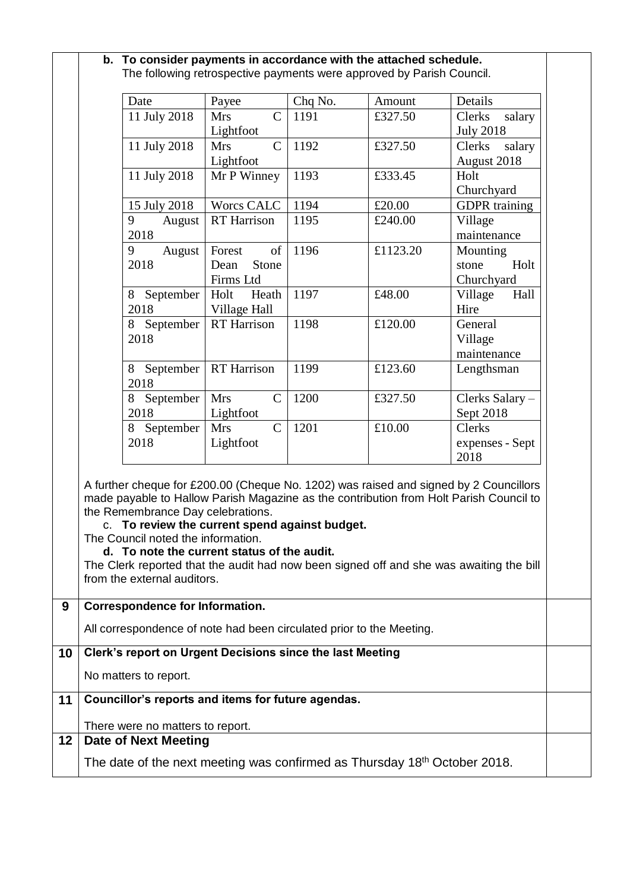**b. To consider payments in accordance with the attached schedule.**

The following retrospective payments were approved by Parish Council.

| Date | Payee | Chq No. | Amount | Details |
| --- | --- | --- | --- | --- |
| 11 July 2018 | Mrs C Lightfoot | 1191 | £327.50 | Clerks salary July 2018 |
| 11 July 2018 | Mrs C Lightfoot | 1192 | £327.50 | Clerks salary August 2018 |
| 11 July 2018 | Mr P Winney | 1193 | £333.45 | Holt Churchyard |
| 15 July 2018 | Worcs CALC | 1194 | £20.00 | GDPR training |
| 9 August 2018 | RT Harrison | 1195 | £240.00 | Village maintenance |
| 9 August 2018 | Forest of Dean Stone Firms Ltd | 1196 | £1123.20 | Mounting stone Holt Churchyard |
| 8 September 2018 | Holt Heath Village Hall | 1197 | £48.00 | Village Hall Hire |
| 8 September 2018 | RT Harrison | 1198 | £120.00 | General Village maintenance |
| 8 September 2018 | RT Harrison | 1199 | £123.60 | Lengthsman |
| 8 September 2018 | Mrs C Lightfoot | 1200 | £327.50 | Clerks Salary – Sept 2018 |
| 8 September 2018 | Mrs C Lightfoot | 1201 | £10.00 | Clerks expenses - Sept 2018 |

A further cheque for £200.00 (Cheque No. 1202) was raised and signed by 2 Councillors made payable to Hallow Parish Magazine as the contribution from Holt Parish Council to the Remembrance Day celebrations.

**c. To review the current spend against budget.**

The Council noted the information.

**d. To note the current status of the audit.**

The Clerk reported that the audit had now been signed off and she was awaiting the bill from the external auditors.

**9 Correspondence for Information.**

All correspondence of note had been circulated prior to the Meeting.

**10 Clerk's report on Urgent Decisions since the last Meeting**

No matters to report.

**11 Councillor's reports and items for future agendas.**

There were no matters to report.

**12 Date of Next Meeting**

The date of the next meeting was confirmed as Thursday 18th October 2018.